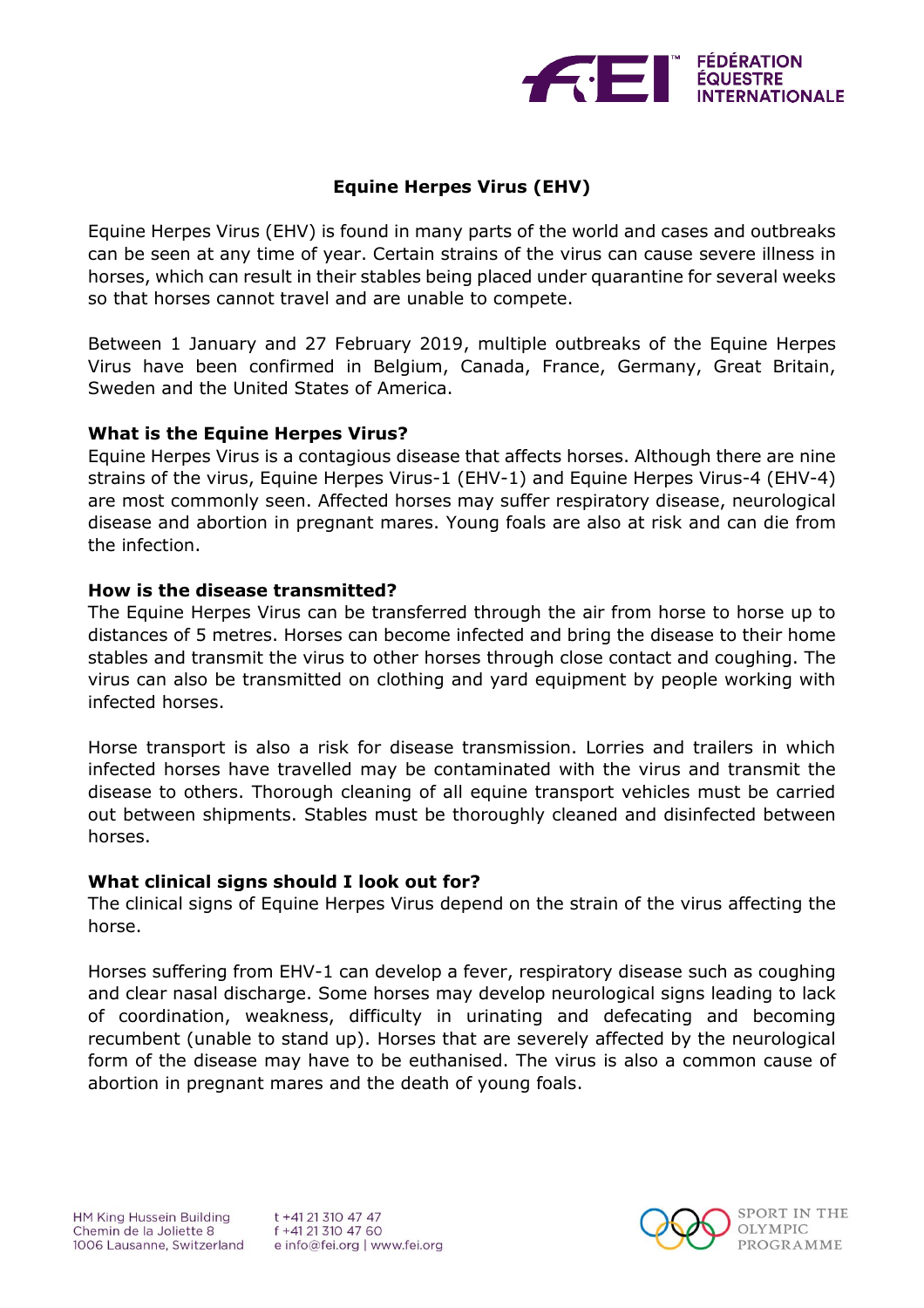# Equine Herpes Virus (EHV)

Equine Herpes Virus (EHV) is found in many parts of the world and cases and outbreaks can be seen at any time of year. Certain strains of the virus can cause severe illness in horses, which can result in their stables being placed under quarantine for several weeks so that horses cannot travel and are unable to compete.

Between 1 January and 27 February 2019, multiple outbreaks of the Equine Herpes Virus have been confirmed in Belgium, Canada, France, Germany, Great Britain, Sweden and the United States of America.

**What is the Equine Herpes Virus?**

Equine Herpes Virus is a contagious disease that affects horses. Although there are nine strains of the virus, Equine Herpes Virus-1 (EHV-1) and Equine Herpes Virus-4 (EHV-4) are most commonly seen. Affected horses may suffer respiratory disease, neurological disease and abortion in pregnant mares. Young foals are also at risk and can die from the infection.

**How is the disease transmitted?**

The Equine Herpes Virus can be transferred through the air from horse to horse up to distances of 5 metres. Horses can become infected and bring the disease to their home stables and transmit the virus to other horses through close contact and coughing. The virus can also be transmitted on clothing and yard equipment by people working with infected horses.

Horse transport is also a risk for disease transmission. Lorries and trailers in which infected horses have travelled may be contaminated with the virus and transmit the disease to others. Thorough cleaning of all equine transport vehicles must be carried out between shipments. Stables must be thoroughly cleaned and disinfected between horses.

**What clinical signs should I look out for?**

The clinical signs of Equine Herpes Virus depend on the strain of the virus affecting the horse.

Horses suffering from EHV-1 can develop a fever, respiratory disease such as coughing and clear nasal discharge. Some horses may develop neurological signs leading to lack of coordination, weakness, difficulty in urinating and defecating and becoming recumbent (unable to stand up). Horses that are severely affected by the neurological form of the disease may have to be euthanised. The virus is also a common cause of abortion in pregnant mares and the death of young foals.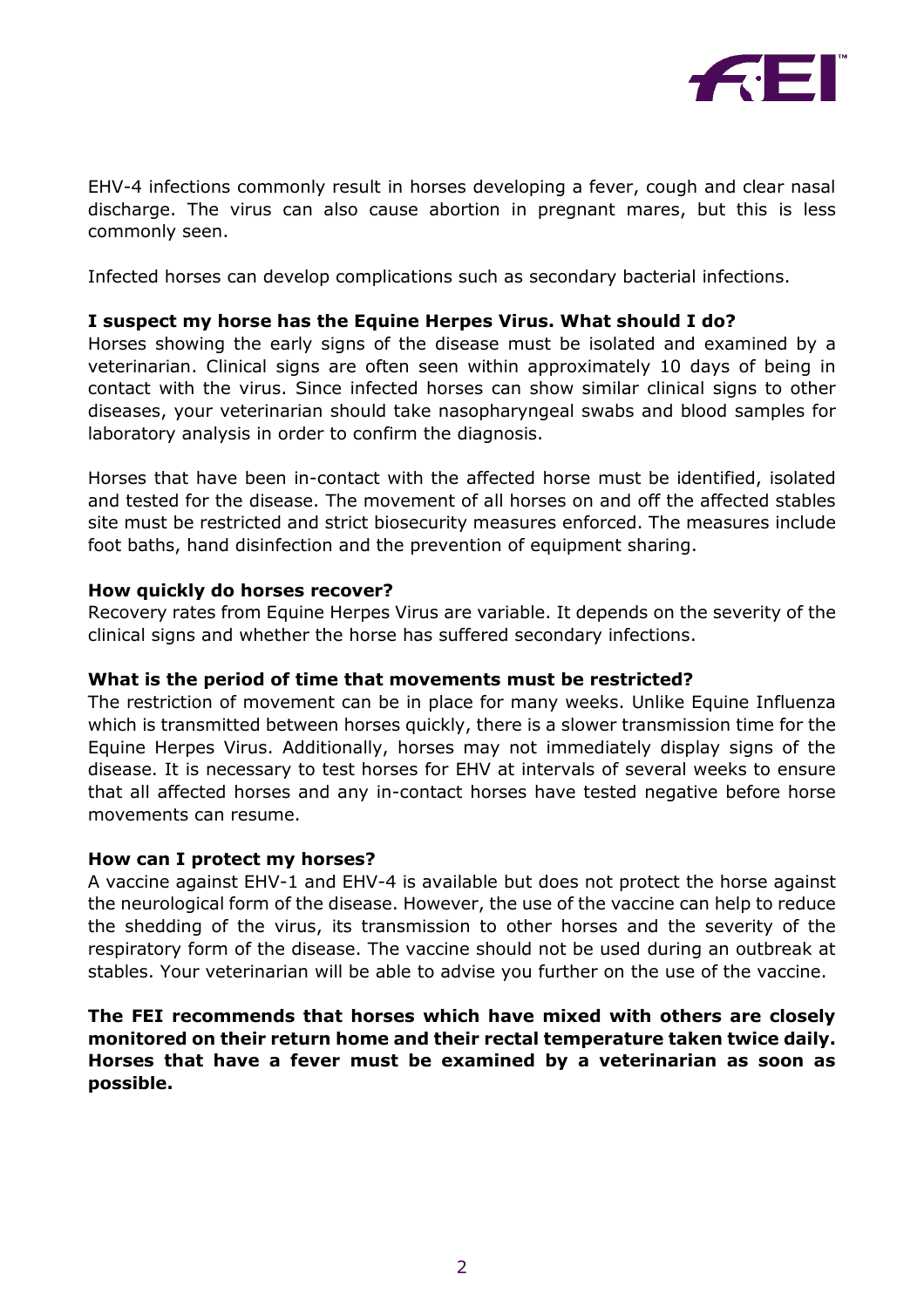EHV-4 infections commonly result in horses developing a fever, cough and clear nasal discharge. The virus can also cause abortion in pregnant mares, but this is less commonly seen.

Infected horses can develop complications such as secondary bacterial infections.

**I suspect my horse has the Equine Herpes Virus. What should I do?**

Horses showing the early signs of the disease must be isolated and examined by a veterinarian. Clinical signs are often seen within approximately 10 days of being in contact with the virus. Since infected horses can show similar clinical signs to other diseases, your veterinarian should take nasopharyngeal swabs and blood samples for laboratory analysis in order to confirm the diagnosis.

Horses that have been in-contact with the affected horse must be identified, isolated and tested for the disease. The movement of all horses on and off the affected stables site must be restricted and strict biosecurity measures enforced. The measures include foot baths, hand disinfection and the prevention of equipment sharing.

**How quickly do horses recover?**

Recovery rates from Equine Herpes Virus are variable. It depends on the severity of the clinical signs and whether the horse has suffered secondary infections.

**What is the period of time that movements must be restricted?**

The restriction of movement can be in place for many weeks. Unlike Equine Influenza which is transmitted between horses quickly, there is a slower transmission time for the Equine Herpes Virus. Additionally, horses may not immediately display signs of the disease. It is necessary to test horses for EHV at intervals of several weeks to ensure that all affected horses and any in-contact horses have tested negative before horse movements can resume.

**How can I protect my horses?**

A vaccine against EHV-1 and EHV-4 is available but does not protect the horse against the neurological form of the disease. However, the use of the vaccine can help to reduce the shedding of the virus, its transmission to other horses and the severity of the respiratory form of the disease. The vaccine should not be used during an outbreak at stables. Your veterinarian will be able to advise you further on the use of the vaccine.

**The FEI recommends that horses which have mixed with others are closely monitored on their return home and their rectal temperature taken twice daily. Horses that have a fever must be examined by a veterinarian as soon as possible.**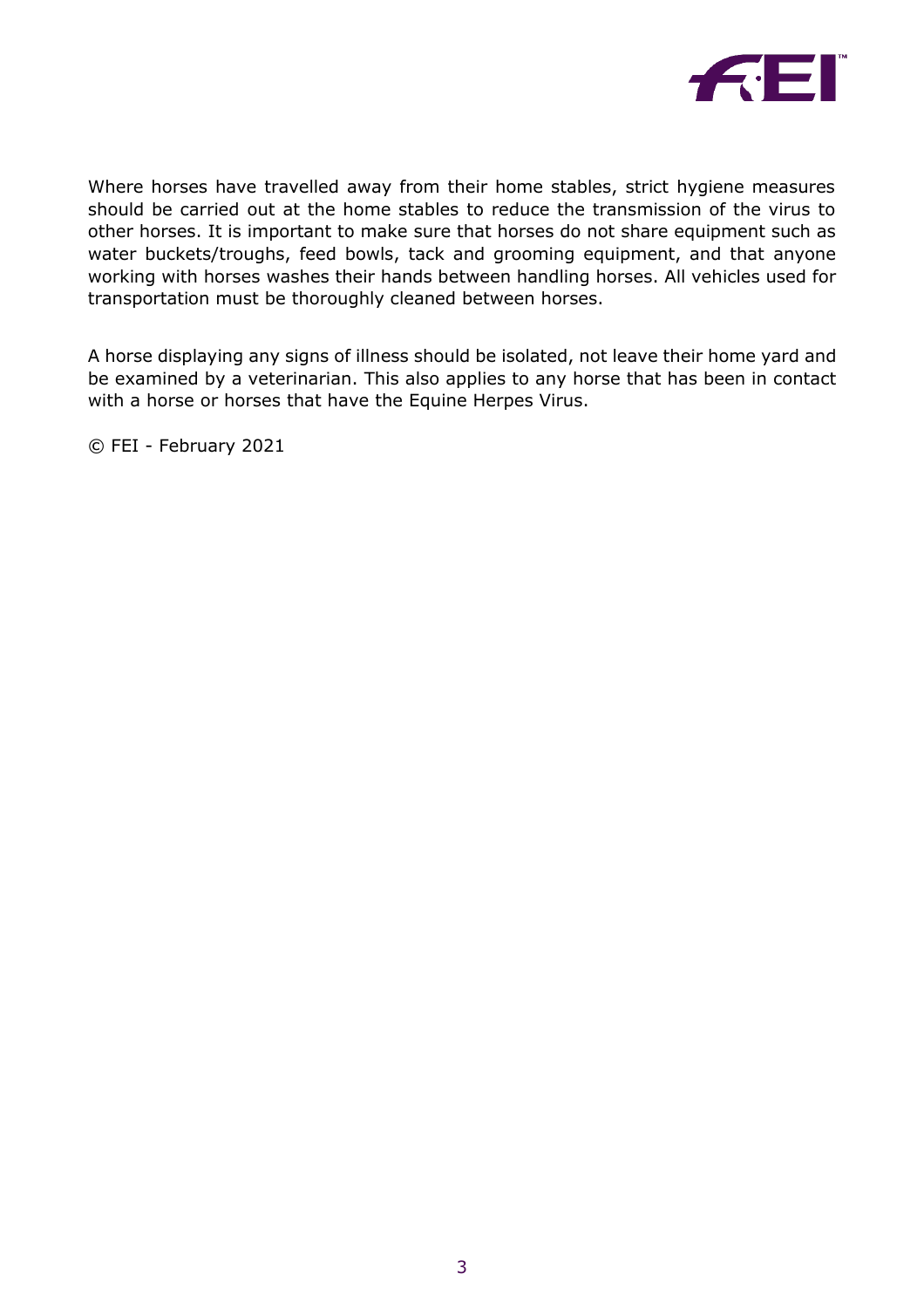Where horses have travelled away from their home stables, strict hygiene measures should be carried out at the home stables to reduce the transmission of the virus to other horses. It is important to make sure that horses do not share equipment such as water buckets/troughs, feed bowls, tack and grooming equipment, and that anyone working with horses washes their hands between handling horses. All vehicles used for transportation must be thoroughly cleaned between horses.

A horse displaying any signs of illness should be isolated, not leave their home yard and be examined by a veterinarian. This also applies to any horse that has been in contact with a horse or horses that have the Equine Herpes Virus.

© FEI - February 2021